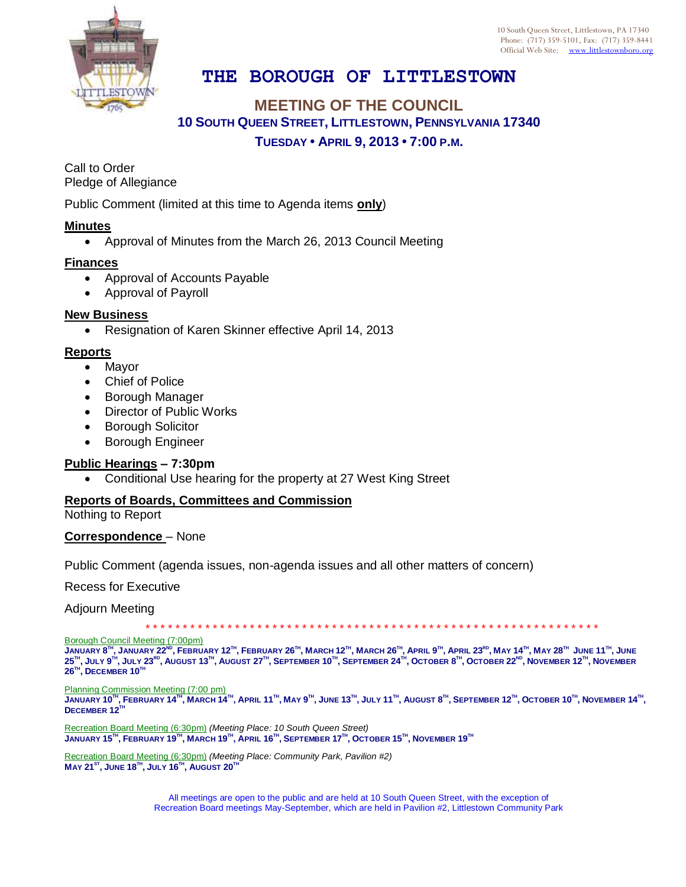10 South Queen Street, Littlestown, PA 17340
Phone: (717) 359-5101, Fax: (717) 359-8441
Official Web Site: www.littlestownboro.org

# THE BOROUGH OF LITTLESTOWN

## MEETING OF THE COUNCIL

### 10 SOUTH QUEEN STREET, LITTLESTOWN, PENNSYLVANIA 17340

### TUESDAY • APRIL 9, 2013 • 7:00 P.M.

Call to Order
Pledge of Allegiance

Public Comment (limited at this time to Agenda items **only**)

**Minutes**

- Approval of Minutes from the March 26, 2013 Council Meeting

**Finances**

- Approval of Accounts Payable
- Approval of Payroll

**New Business**

- Resignation of Karen Skinner effective April 14, 2013

**Reports**

- Mayor
- Chief of Police
- Borough Manager
- Director of Public Works
- Borough Solicitor
- Borough Engineer

**Public Hearings – 7:30pm**

- Conditional Use hearing for the property at 27 West King Street

**Reports of Boards, Committees and Commission**
Nothing to Report

**Correspondence** – None

Public Comment (agenda issues, non-agenda issues and all other matters of concern)

Recess for Executive

Adjourn Meeting

* * * * * * * * * * * * * * * * * * * * * * * * * * * * * * * * * * * * * * * * * * * * * * * * * * * * * * * * * * * * * * * *

Borough Council Meeting (7:00pm)
**JANUARY 8TH, JANUARY 22ND, FEBRUARY 12TH, FEBRUARY 26TH, MARCH 12TH, MARCH 26TH, APRIL 9TH, APRIL 23RD, MAY 14TH, MAY 28TH JUNE 11TH, JUNE 25TH, JULY 9TH, JULY 23RD, AUGUST 13TH, AUGUST 27TH, SEPTEMBER 10TH, SEPTEMBER 24TH, OCTOBER 8TH, OCTOBER 22ND, NOVEMBER 12TH, NOVEMBER 26TH, DECEMBER 10TH**

Planning Commission Meeting (7:00 pm)
**JANUARY 10TH, FEBRUARY 14TH, MARCH 14TH, APRIL 11TH, MAY 9TH, JUNE 13TH, JULY 11TH, AUGUST 8TH, SEPTEMBER 12TH, OCTOBER 10TH, NOVEMBER 14TH, DECEMBER 12TH**

Recreation Board Meeting (6:30pm) *(Meeting Place: 10 South Queen Street)*
**JANUARY 15TH, FEBRUARY 19TH, MARCH 19TH, APRIL 16TH, SEPTEMBER 17TH, OCTOBER 15TH, NOVEMBER 19TH**

Recreation Board Meeting (6:30pm) *(Meeting Place: Community Park, Pavilion #2)*
**MAY 21ST, JUNE 18TH, JULY 16TH, AUGUST 20TH**

All meetings are open to the public and are held at 10 South Queen Street, with the exception of Recreation Board meetings May-September, which are held in Pavilion #2, Littlestown Community Park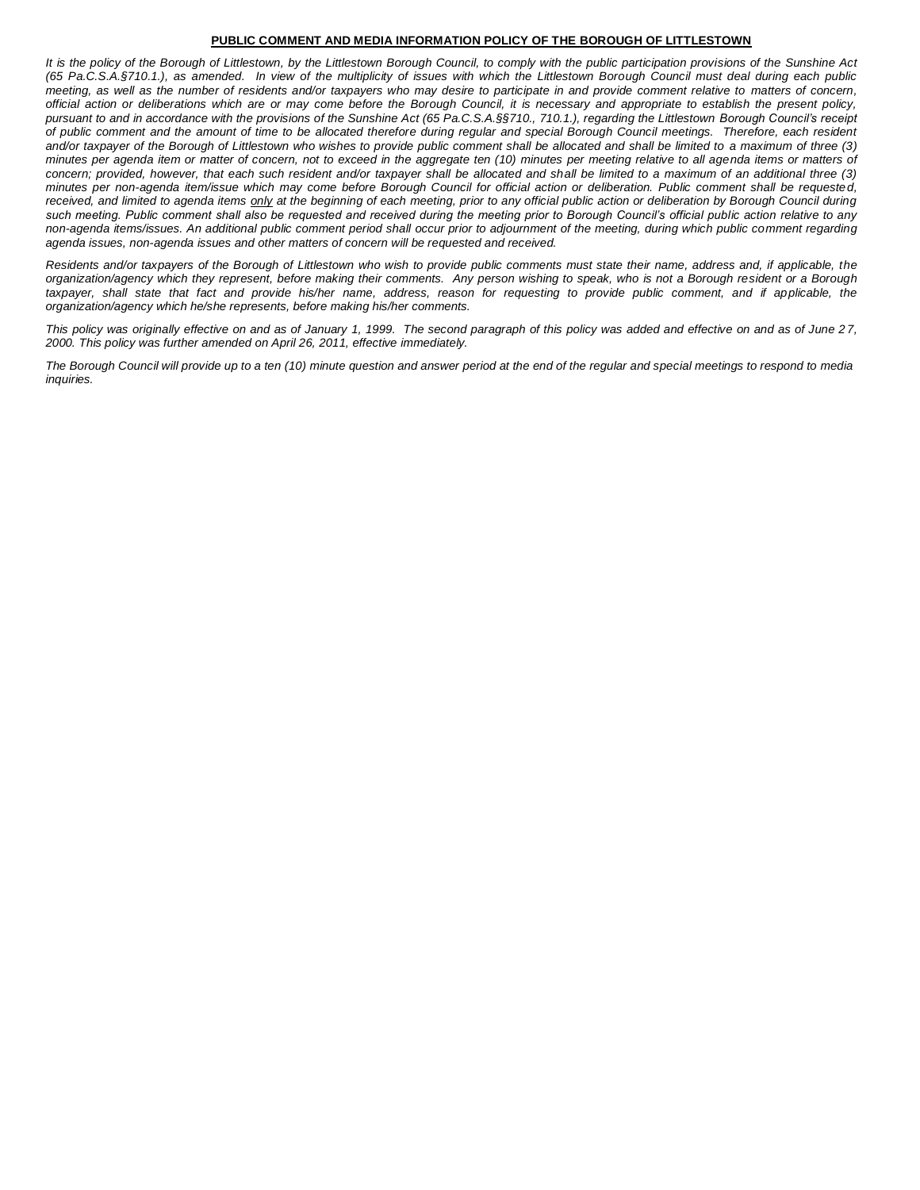**PUBLIC COMMENT AND MEDIA INFORMATION POLICY OF THE BOROUGH OF LITTLESTOWN**

*It is the policy of the Borough of Littlestown, by the Littlestown Borough Council, to comply with the public participation provisions of the Sunshine Act (65 Pa.C.S.A.§710.1.), as amended. In view of the multiplicity of issues with which the Littlestown Borough Council must deal during each public meeting, as well as the number of residents and/or taxpayers who may desire to participate in and provide comment relative to matters of concern, official action or deliberations which are or may come before the Borough Council, it is necessary and appropriate to establish the present policy, pursuant to and in accordance with the provisions of the Sunshine Act (65 Pa.C.S.A.§§710., 710.1.), regarding the Littlestown Borough Council's receipt of public comment and the amount of time to be allocated therefore during regular and special Borough Council meetings. Therefore, each resident and/or taxpayer of the Borough of Littlestown who wishes to provide public comment shall be allocated and shall be limited to a maximum of three (3) minutes per agenda item or matter of concern, not to exceed in the aggregate ten (10) minutes per meeting relative to all agenda items or matters of concern; provided, however, that each such resident and/or taxpayer shall be allocated and shall be limited to a maximum of an additional three (3) minutes per non-agenda item/issue which may come before Borough Council for official action or deliberation. Public comment shall be requested, received, and limited to agenda items <u>only</u> at the beginning of each meeting, prior to any official public action or deliberation by Borough Council during such meeting. Public comment shall also be requested and received during the meeting prior to Borough Council's official public action relative to any non-agenda items/issues. An additional public comment period shall occur prior to adjournment of the meeting, during which public comment regarding agenda issues, non-agenda issues and other matters of concern will be requested and received.*

*Residents and/or taxpayers of the Borough of Littlestown who wish to provide public comments must state their name, address and, if applicable, the organization/agency which they represent, before making their comments. Any person wishing to speak, who is not a Borough resident or a Borough taxpayer, shall state that fact and provide his/her name, address, reason for requesting to provide public comment, and if applicable, the organization/agency which he/she represents, before making his/her comments.*

*This policy was originally effective on and as of January 1, 1999. The second paragraph of this policy was added and effective on and as of June 27, 2000. This policy was further amended on April 26, 2011, effective immediately.*

*The Borough Council will provide up to a ten (10) minute question and answer period at the end of the regular and special meetings to respond to media inquiries.*